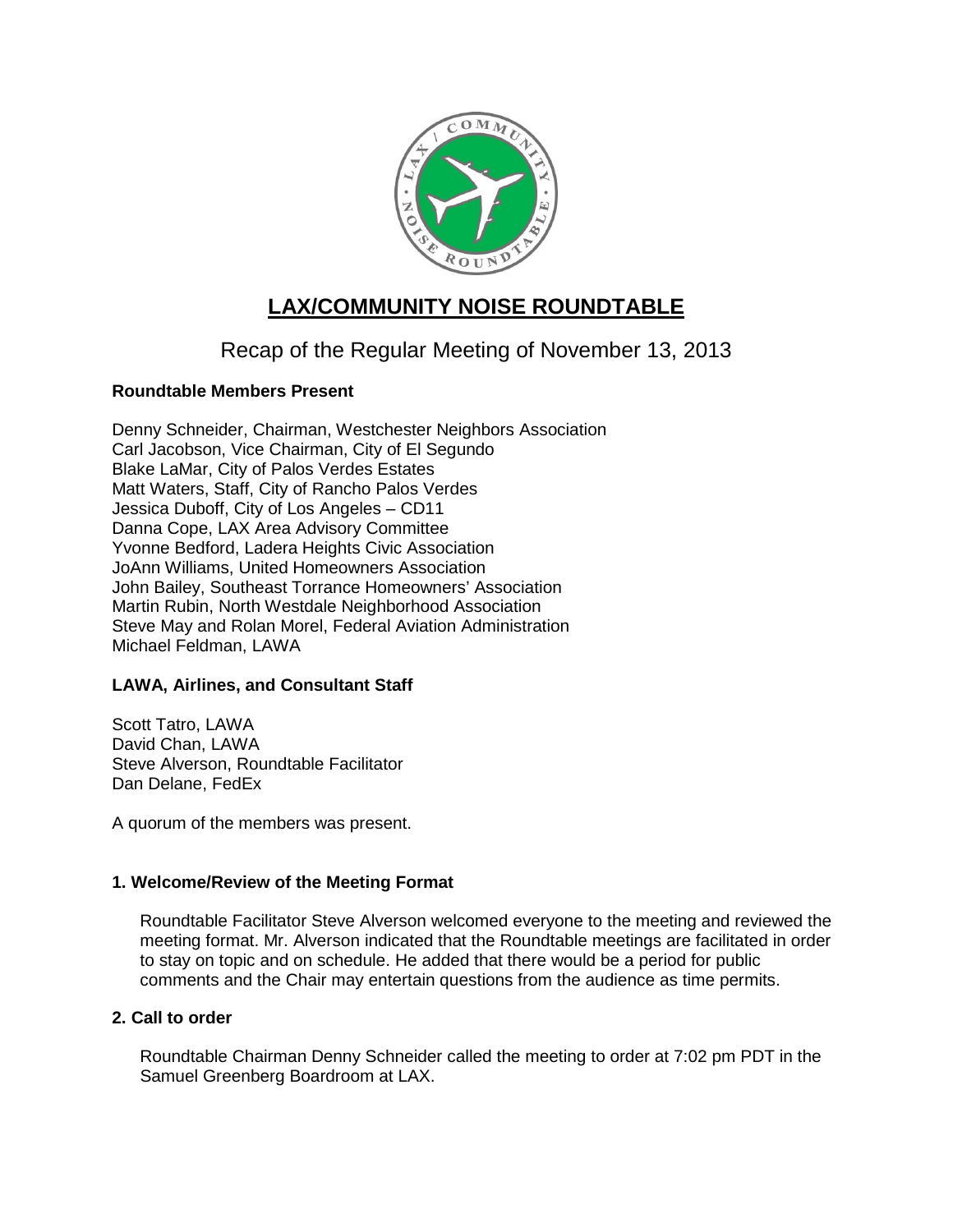# LAX/COMMUNITY NOISE ROUNDTABLE

## Recap of the Regular Meeting of November 13, 2013

**Roundtable Members Present**

Denny Schneider, Chairman, Westchester Neighbors Association
Carl Jacobson, Vice Chairman, City of El Segundo
Blake LaMar, City of Palos Verdes Estates
Matt Waters, Staff, City of Rancho Palos Verdes
Jessica Duboff, City of Los Angeles – CD11
Danna Cope, LAX Area Advisory Committee
Yvonne Bedford, Ladera Heights Civic Association
JoAnn Williams, United Homeowners Association
John Bailey, Southeast Torrance Homeowners' Association
Martin Rubin, North Westdale Neighborhood Association
Steve May and Rolan Morel, Federal Aviation Administration
Michael Feldman, LAWA

**LAWA, Airlines, and Consultant Staff**

Scott Tatro, LAWA
David Chan, LAWA
Steve Alverson, Roundtable Facilitator
Dan Delane, FedEx

A quorum of the members was present.

**1. Welcome/Review of the Meeting Format**

Roundtable Facilitator Steve Alverson welcomed everyone to the meeting and reviewed the meeting format. Mr. Alverson indicated that the Roundtable meetings are facilitated in order to stay on topic and on schedule. He added that there would be a period for public comments and the Chair may entertain questions from the audience as time permits.

**2. Call to order**

Roundtable Chairman Denny Schneider called the meeting to order at 7:02 pm PDT in the Samuel Greenberg Boardroom at LAX.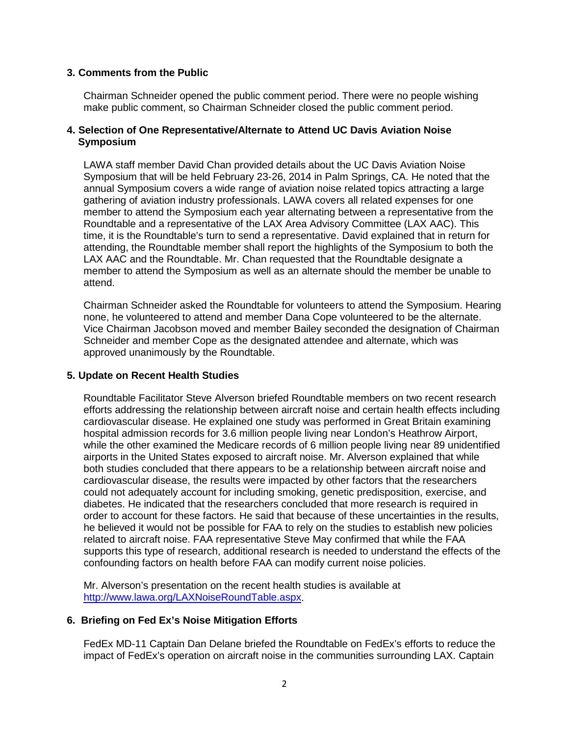### 3. Comments from the Public

Chairman Schneider opened the public comment period. There were no people wishing make public comment, so Chairman Schneider closed the public comment period.

### 4. Selection of One Representative/Alternate to Attend UC Davis Aviation Noise Symposium

LAWA staff member David Chan provided details about the UC Davis Aviation Noise Symposium that will be held February 23-26, 2014 in Palm Springs, CA. He noted that the annual Symposium covers a wide range of aviation noise related topics attracting a large gathering of aviation industry professionals. LAWA covers all related expenses for one member to attend the Symposium each year alternating between a representative from the Roundtable and a representative of the LAX Area Advisory Committee (LAX AAC). This time, it is the Roundtable's turn to send a representative. David explained that in return for attending, the Roundtable member shall report the highlights of the Symposium to both the LAX AAC and the Roundtable. Mr. Chan requested that the Roundtable designate a member to attend the Symposium as well as an alternate should the member be unable to attend.

Chairman Schneider asked the Roundtable for volunteers to attend the Symposium. Hearing none, he volunteered to attend and member Dana Cope volunteered to be the alternate. Vice Chairman Jacobson moved and member Bailey seconded the designation of Chairman Schneider and member Cope as the designated attendee and alternate, which was approved unanimously by the Roundtable.

### 5. Update on Recent Health Studies

Roundtable Facilitator Steve Alverson briefed Roundtable members on two recent research efforts addressing the relationship between aircraft noise and certain health effects including cardiovascular disease. He explained one study was performed in Great Britain examining hospital admission records for 3.6 million people living near London's Heathrow Airport, while the other examined the Medicare records of 6 million people living near 89 unidentified airports in the United States exposed to aircraft noise. Mr. Alverson explained that while both studies concluded that there appears to be a relationship between aircraft noise and cardiovascular disease, the results were impacted by other factors that the researchers could not adequately account for including smoking, genetic predisposition, exercise, and diabetes. He indicated that the researchers concluded that more research is required in order to account for these factors. He said that because of these uncertainties in the results, he believed it would not be possible for FAA to rely on the studies to establish new policies related to aircraft noise. FAA representative Steve May confirmed that while the FAA supports this type of research, additional research is needed to understand the effects of the confounding factors on health before FAA can modify current noise policies.

Mr. Alverson's presentation on the recent health studies is available at http://www.lawa.org/LAXNoiseRoundTable.aspx.

### 6. Briefing on Fed Ex's Noise Mitigation Efforts

FedEx MD-11 Captain Dan Delane briefed the Roundtable on FedEx's efforts to reduce the impact of FedEx's operation on aircraft noise in the communities surrounding LAX. Captain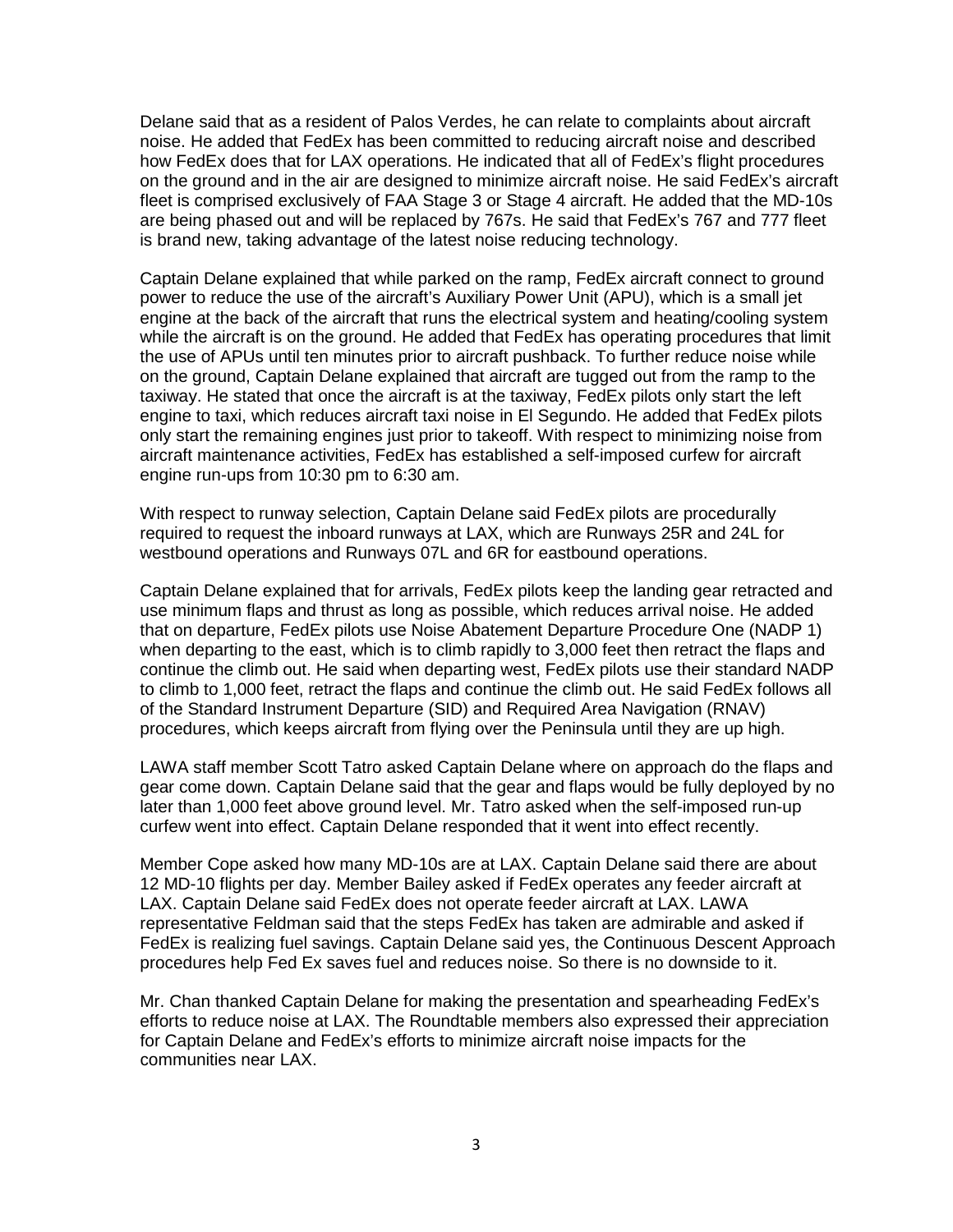Delane said that as a resident of Palos Verdes, he can relate to complaints about aircraft noise. He added that FedEx has been committed to reducing aircraft noise and described how FedEx does that for LAX operations. He indicated that all of FedEx's flight procedures on the ground and in the air are designed to minimize aircraft noise. He said FedEx's aircraft fleet is comprised exclusively of FAA Stage 3 or Stage 4 aircraft. He added that the MD-10s are being phased out and will be replaced by 767s. He said that FedEx's 767 and 777 fleet is brand new, taking advantage of the latest noise reducing technology.

Captain Delane explained that while parked on the ramp, FedEx aircraft connect to ground power to reduce the use of the aircraft's Auxiliary Power Unit (APU), which is a small jet engine at the back of the aircraft that runs the electrical system and heating/cooling system while the aircraft is on the ground. He added that FedEx has operating procedures that limit the use of APUs until ten minutes prior to aircraft pushback. To further reduce noise while on the ground, Captain Delane explained that aircraft are tugged out from the ramp to the taxiway. He stated that once the aircraft is at the taxiway, FedEx pilots only start the left engine to taxi, which reduces aircraft taxi noise in El Segundo. He added that FedEx pilots only start the remaining engines just prior to takeoff. With respect to minimizing noise from aircraft maintenance activities, FedEx has established a self-imposed curfew for aircraft engine run-ups from 10:30 pm to 6:30 am.

With respect to runway selection, Captain Delane said FedEx pilots are procedurally required to request the inboard runways at LAX, which are Runways 25R and 24L for westbound operations and Runways 07L and 6R for eastbound operations.

Captain Delane explained that for arrivals, FedEx pilots keep the landing gear retracted and use minimum flaps and thrust as long as possible, which reduces arrival noise. He added that on departure, FedEx pilots use Noise Abatement Departure Procedure One (NADP 1) when departing to the east, which is to climb rapidly to 3,000 feet then retract the flaps and continue the climb out. He said when departing west, FedEx pilots use their standard NADP to climb to 1,000 feet, retract the flaps and continue the climb out. He said FedEx follows all of the Standard Instrument Departure (SID) and Required Area Navigation (RNAV) procedures, which keeps aircraft from flying over the Peninsula until they are up high.

LAWA staff member Scott Tatro asked Captain Delane where on approach do the flaps and gear come down. Captain Delane said that the gear and flaps would be fully deployed by no later than 1,000 feet above ground level. Mr. Tatro asked when the self-imposed run-up curfew went into effect. Captain Delane responded that it went into effect recently.

Member Cope asked how many MD-10s are at LAX. Captain Delane said there are about 12 MD-10 flights per day. Member Bailey asked if FedEx operates any feeder aircraft at LAX. Captain Delane said FedEx does not operate feeder aircraft at LAX. LAWA representative Feldman said that the steps FedEx has taken are admirable and asked if FedEx is realizing fuel savings. Captain Delane said yes, the Continuous Descent Approach procedures help Fed Ex saves fuel and reduces noise. So there is no downside to it.

Mr. Chan thanked Captain Delane for making the presentation and spearheading FedEx's efforts to reduce noise at LAX. The Roundtable members also expressed their appreciation for Captain Delane and FedEx's efforts to minimize aircraft noise impacts for the communities near LAX.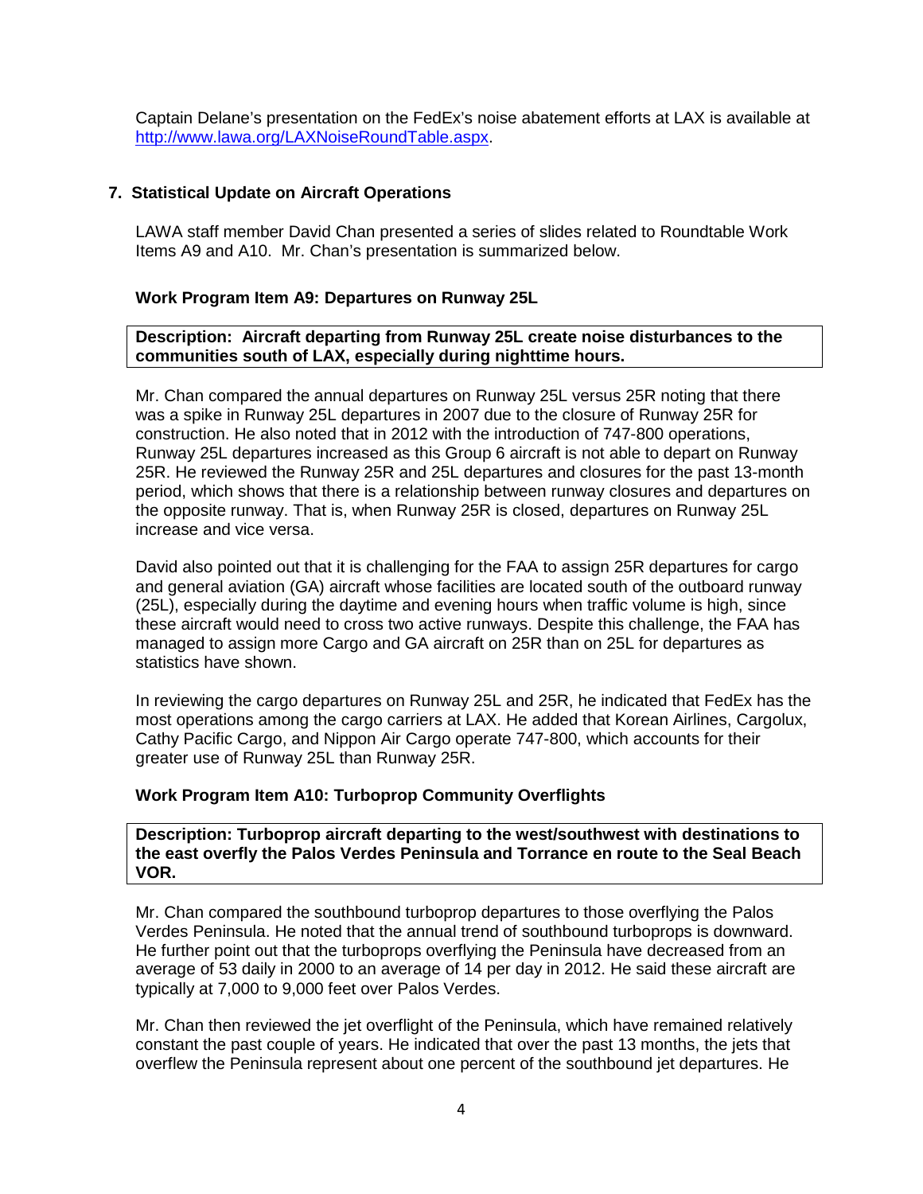Captain Delane's presentation on the FedEx's noise abatement efforts at LAX is available at [http://www.lawa.org/LAXNoiseRoundTable.aspx](http://www.lawa.org/LAXNoiseRoundTable.aspx).

## 7. Statistical Update on Aircraft Operations

LAWA staff member David Chan presented a series of slides related to Roundtable Work Items A9 and A10. Mr. Chan's presentation is summarized below.

### Work Program Item A9: Departures on Runway 25L

**Description: Aircraft departing from Runway 25L create noise disturbances to the communities south of LAX, especially during nighttime hours.**

Mr. Chan compared the annual departures on Runway 25L versus 25R noting that there was a spike in Runway 25L departures in 2007 due to the closure of Runway 25R for construction. He also noted that in 2012 with the introduction of 747-800 operations, Runway 25L departures increased as this Group 6 aircraft is not able to depart on Runway 25R. He reviewed the Runway 25R and 25L departures and closures for the past 13-month period, which shows that there is a relationship between runway closures and departures on the opposite runway. That is, when Runway 25R is closed, departures on Runway 25L increase and vice versa.

David also pointed out that it is challenging for the FAA to assign 25R departures for cargo and general aviation (GA) aircraft whose facilities are located south of the outboard runway (25L), especially during the daytime and evening hours when traffic volume is high, since these aircraft would need to cross two active runways. Despite this challenge, the FAA has managed to assign more Cargo and GA aircraft on 25R than on 25L for departures as statistics have shown.

In reviewing the cargo departures on Runway 25L and 25R, he indicated that FedEx has the most operations among the cargo carriers at LAX. He added that Korean Airlines, Cargolux, Cathy Pacific Cargo, and Nippon Air Cargo operate 747-800, which accounts for their greater use of Runway 25L than Runway 25R.

### Work Program Item A10: Turboprop Community Overflights

**Description: Turboprop aircraft departing to the west/southwest with destinations to the east overfly the Palos Verdes Peninsula and Torrance en route to the Seal Beach VOR.**

Mr. Chan compared the southbound turboprop departures to those overflying the Palos Verdes Peninsula. He noted that the annual trend of southbound turboprops is downward. He further point out that the turboprops overflying the Peninsula have decreased from an average of 53 daily in 2000 to an average of 14 per day in 2012. He said these aircraft are typically at 7,000 to 9,000 feet over Palos Verdes.

Mr. Chan then reviewed the jet overflight of the Peninsula, which have remained relatively constant the past couple of years. He indicated that over the past 13 months, the jets that overflew the Peninsula represent about one percent of the southbound jet departures. He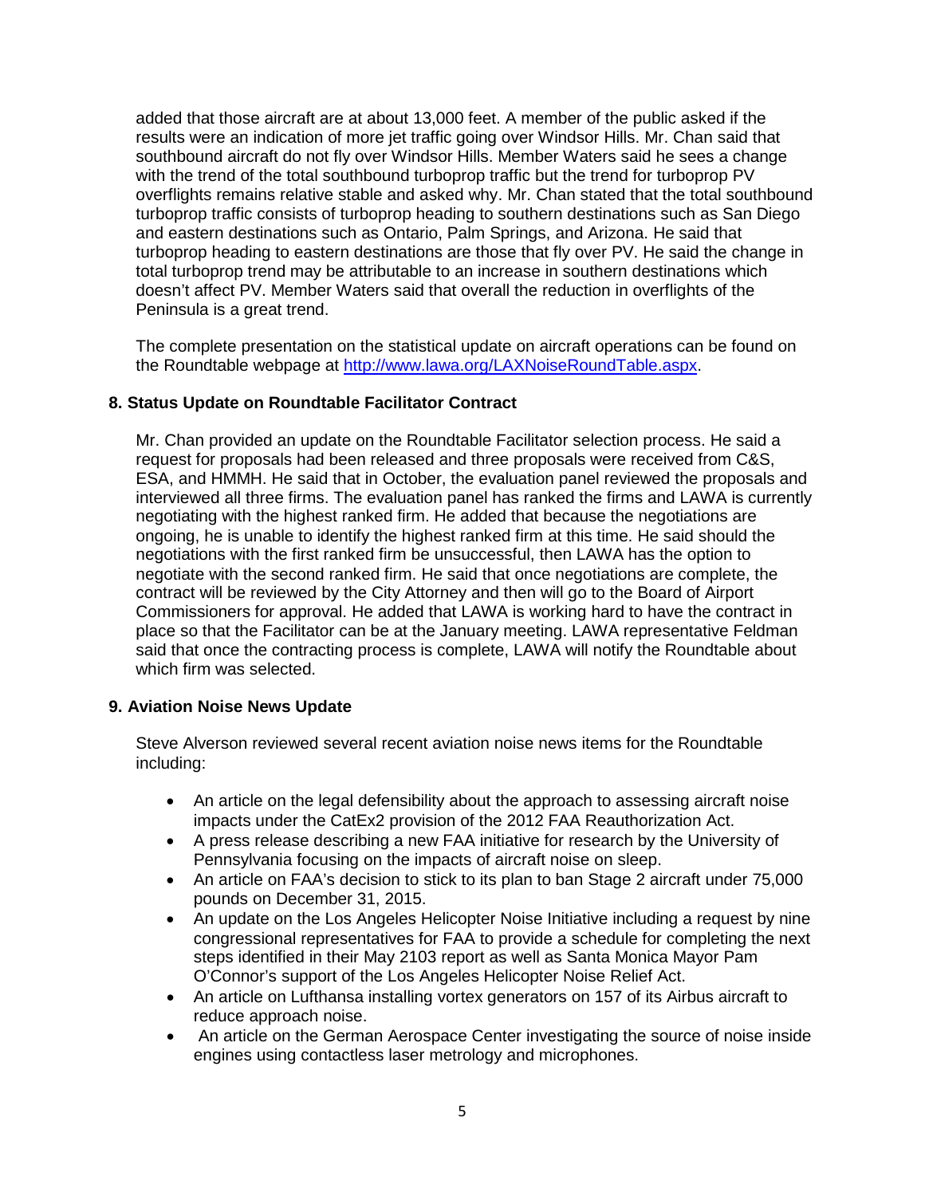added that those aircraft are at about 13,000 feet. A member of the public asked if the results were an indication of more jet traffic going over Windsor Hills. Mr. Chan said that southbound aircraft do not fly over Windsor Hills. Member Waters said he sees a change with the trend of the total southbound turboprop traffic but the trend for turboprop PV overflights remains relative stable and asked why. Mr. Chan stated that the total southbound turboprop traffic consists of turboprop heading to southern destinations such as San Diego and eastern destinations such as Ontario, Palm Springs, and Arizona. He said that turboprop heading to eastern destinations are those that fly over PV. He said the change in total turboprop trend may be attributable to an increase in southern destinations which doesn't affect PV. Member Waters said that overall the reduction in overflights of the Peninsula is a great trend.

The complete presentation on the statistical update on aircraft operations can be found on the Roundtable webpage at [http://www.lawa.org/LAXNoiseRoundTable.aspx](http://www.lawa.org/LAXNoiseRoundTable.aspx).

### 8. Status Update on Roundtable Facilitator Contract

Mr. Chan provided an update on the Roundtable Facilitator selection process. He said a request for proposals had been released and three proposals were received from C&S, ESA, and HMMH. He said that in October, the evaluation panel reviewed the proposals and interviewed all three firms. The evaluation panel has ranked the firms and LAWA is currently negotiating with the highest ranked firm. He added that because the negotiations are ongoing, he is unable to identify the highest ranked firm at this time. He said should the negotiations with the first ranked firm be unsuccessful, then LAWA has the option to negotiate with the second ranked firm. He said that once negotiations are complete, the contract will be reviewed by the City Attorney and then will go to the Board of Airport Commissioners for approval. He added that LAWA is working hard to have the contract in place so that the Facilitator can be at the January meeting. LAWA representative Feldman said that once the contracting process is complete, LAWA will notify the Roundtable about which firm was selected.

### 9. Aviation Noise News Update

Steve Alverson reviewed several recent aviation noise news items for the Roundtable including:

- An article on the legal defensibility about the approach to assessing aircraft noise impacts under the CatEx2 provision of the 2012 FAA Reauthorization Act.
- A press release describing a new FAA initiative for research by the University of Pennsylvania focusing on the impacts of aircraft noise on sleep.
- An article on FAA's decision to stick to its plan to ban Stage 2 aircraft under 75,000 pounds on December 31, 2015.
- An update on the Los Angeles Helicopter Noise Initiative including a request by nine congressional representatives for FAA to provide a schedule for completing the next steps identified in their May 2103 report as well as Santa Monica Mayor Pam O'Connor's support of the Los Angeles Helicopter Noise Relief Act.
- An article on Lufthansa installing vortex generators on 157 of its Airbus aircraft to reduce approach noise.
- An article on the German Aerospace Center investigating the source of noise inside engines using contactless laser metrology and microphones.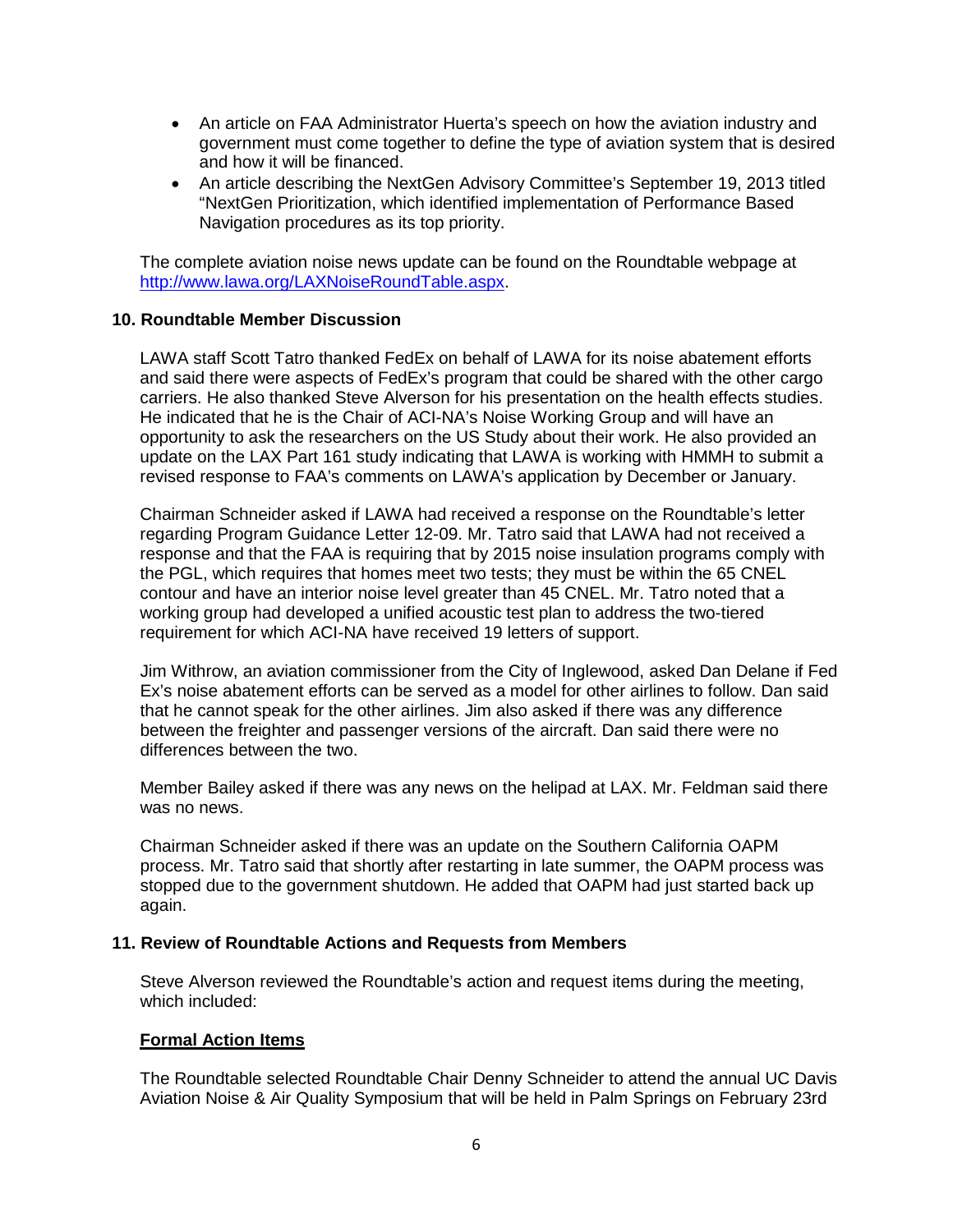- An article on FAA Administrator Huerta's speech on how the aviation industry and government must come together to define the type of aviation system that is desired and how it will be financed.
- An article describing the NextGen Advisory Committee's September 19, 2013 titled "NextGen Prioritization, which identified implementation of Performance Based Navigation procedures as its top priority.

The complete aviation noise news update can be found on the Roundtable webpage at http://www.lawa.org/LAXNoiseRoundTable.aspx.

**10. Roundtable Member Discussion**

LAWA staff Scott Tatro thanked FedEx on behalf of LAWA for its noise abatement efforts and said there were aspects of FedEx's program that could be shared with the other cargo carriers. He also thanked Steve Alverson for his presentation on the health effects studies. He indicated that he is the Chair of ACI-NA's Noise Working Group and will have an opportunity to ask the researchers on the US Study about their work. He also provided an update on the LAX Part 161 study indicating that LAWA is working with HMMH to submit a revised response to FAA's comments on LAWA's application by December or January.

Chairman Schneider asked if LAWA had received a response on the Roundtable's letter regarding Program Guidance Letter 12-09. Mr. Tatro said that LAWA had not received a response and that the FAA is requiring that by 2015 noise insulation programs comply with the PGL, which requires that homes meet two tests; they must be within the 65 CNEL contour and have an interior noise level greater than 45 CNEL. Mr. Tatro noted that a working group had developed a unified acoustic test plan to address the two-tiered requirement for which ACI-NA have received 19 letters of support.

Jim Withrow, an aviation commissioner from the City of Inglewood, asked Dan Delane if Fed Ex's noise abatement efforts can be served as a model for other airlines to follow. Dan said that he cannot speak for the other airlines. Jim also asked if there was any difference between the freighter and passenger versions of the aircraft. Dan said there were no differences between the two.

Member Bailey asked if there was any news on the helipad at LAX. Mr. Feldman said there was no news.

Chairman Schneider asked if there was an update on the Southern California OAPM process. Mr. Tatro said that shortly after restarting in late summer, the OAPM process was stopped due to the government shutdown. He added that OAPM had just started back up again.

**11. Review of Roundtable Actions and Requests from Members**

Steve Alverson reviewed the Roundtable's action and request items during the meeting, which included:

**Formal Action Items**

The Roundtable selected Roundtable Chair Denny Schneider to attend the annual UC Davis Aviation Noise & Air Quality Symposium that will be held in Palm Springs on February 23rd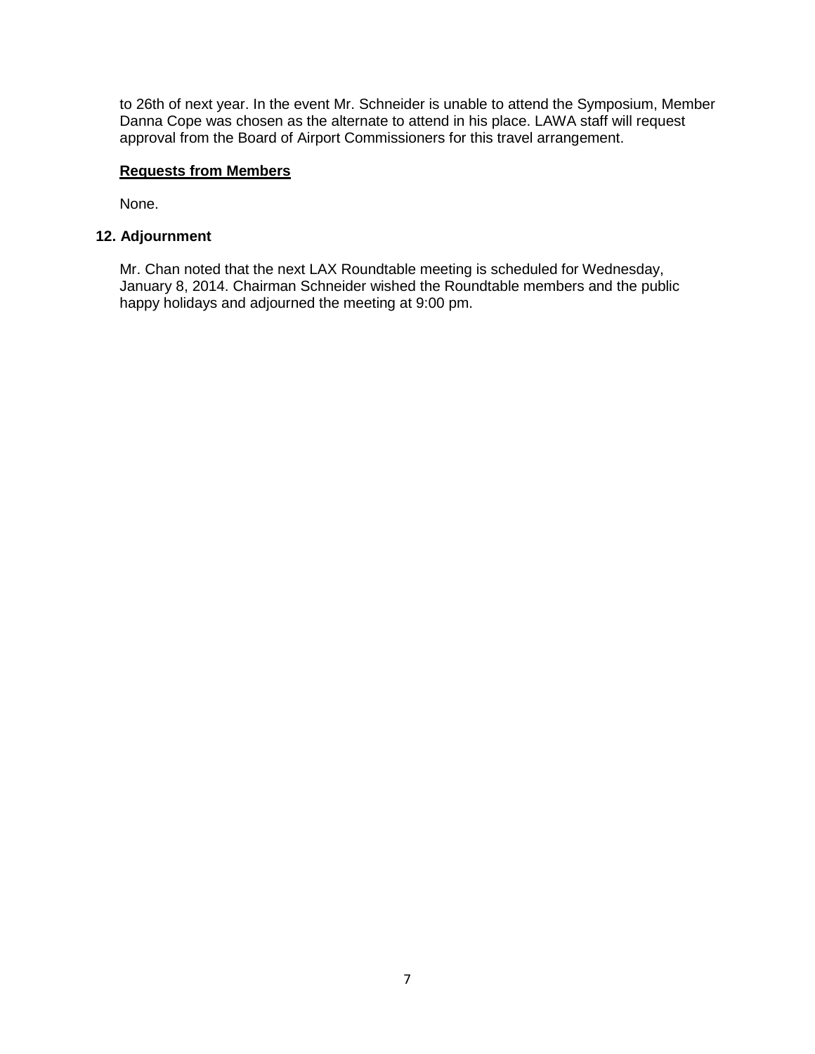to 26th of next year. In the event Mr. Schneider is unable to attend the Symposium, Member Danna Cope was chosen as the alternate to attend in his place. LAWA staff will request approval from the Board of Airport Commissioners for this travel arrangement.

**Requests from Members**

None.

## 12. Adjournment

Mr. Chan noted that the next LAX Roundtable meeting is scheduled for Wednesday, January 8, 2014. Chairman Schneider wished the Roundtable members and the public happy holidays and adjourned the meeting at 9:00 pm.